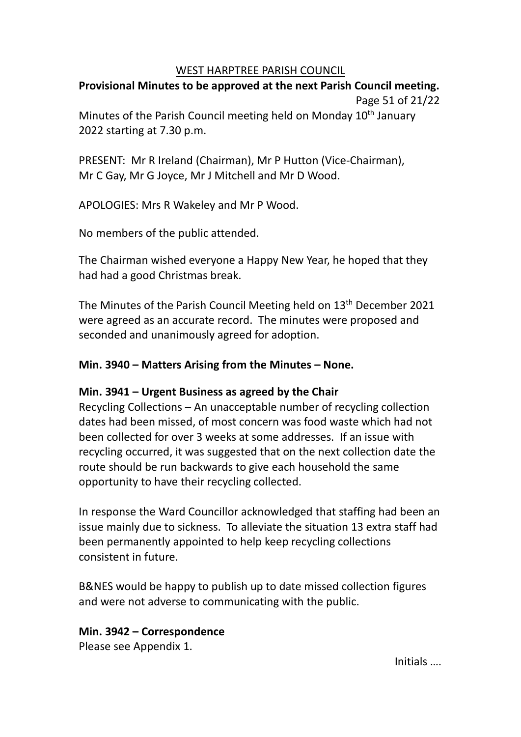# WEST HARPTREE PARISH COUNCIL

**Provisional Minutes to be approved at the next Parish Council meeting.**

Page 51 of 21/22

Minutes of the Parish Council meeting held on Monday 10th January 2022 starting at 7.30 p.m.

PRESENT: Mr R Ireland (Chairman), Mr P Hutton (Vice-Chairman), Mr C Gay, Mr G Joyce, Mr J Mitchell and Mr D Wood.

APOLOGIES: Mrs R Wakeley and Mr P Wood.

No members of the public attended.

The Chairman wished everyone a Happy New Year, he hoped that they had had a good Christmas break.

The Minutes of the Parish Council Meeting held on 13th December 2021 were agreed as an accurate record. The minutes were proposed and seconded and unanimously agreed for adoption.

**Min. 3940 – Matters Arising from the Minutes – None.**

**Min. 3941 – Urgent Business as agreed by the Chair**

Recycling Collections – An unacceptable number of recycling collection dates had been missed, of most concern was food waste which had not been collected for over 3 weeks at some addresses. If an issue with recycling occurred, it was suggested that on the next collection date the route should be run backwards to give each household the same opportunity to have their recycling collected.

In response the Ward Councillor acknowledged that staffing had been an issue mainly due to sickness. To alleviate the situation 13 extra staff had been permanently appointed to help keep recycling collections consistent in future.

B&NES would be happy to publish up to date missed collection figures and were not adverse to communicating with the public.

**Min. 3942 – Correspondence**

Please see Appendix 1.

Initials ….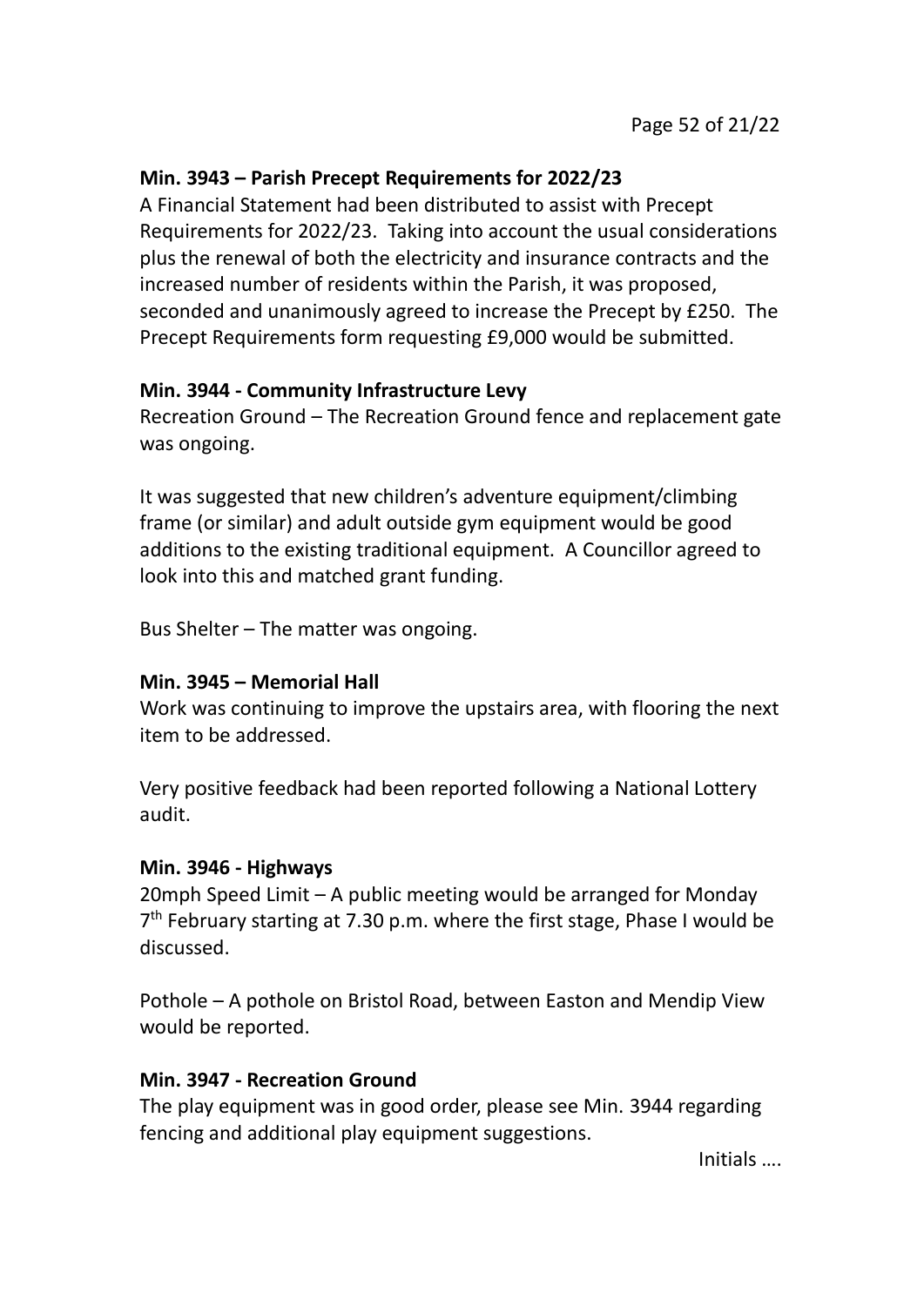**Min. 3943 – Parish Precept Requirements for 2022/23**

A Financial Statement had been distributed to assist with Precept Requirements for 2022/23. Taking into account the usual considerations plus the renewal of both the electricity and insurance contracts and the increased number of residents within the Parish, it was proposed, seconded and unanimously agreed to increase the Precept by £250. The Precept Requirements form requesting £9,000 would be submitted.

**Min. 3944 - Community Infrastructure Levy**

Recreation Ground – The Recreation Ground fence and replacement gate was ongoing.

It was suggested that new children's adventure equipment/climbing frame (or similar) and adult outside gym equipment would be good additions to the existing traditional equipment. A Councillor agreed to look into this and matched grant funding.

Bus Shelter – The matter was ongoing.

**Min. 3945 – Memorial Hall**

Work was continuing to improve the upstairs area, with flooring the next item to be addressed.

Very positive feedback had been reported following a National Lottery audit.

**Min. 3946 - Highways**

20mph Speed Limit – A public meeting would be arranged for Monday 7th February starting at 7.30 p.m. where the first stage, Phase I would be discussed.

Pothole – A pothole on Bristol Road, between Easton and Mendip View would be reported.

**Min. 3947 - Recreation Ground**

The play equipment was in good order, please see Min. 3944 regarding fencing and additional play equipment suggestions.

Initials ….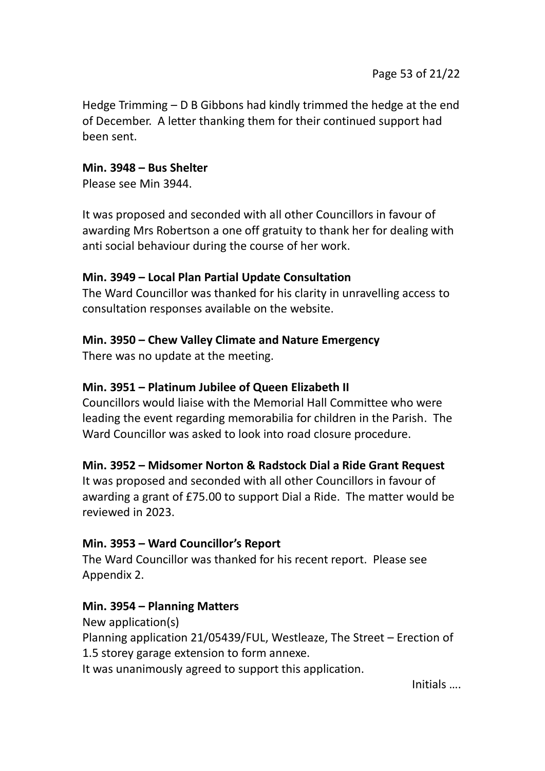Hedge Trimming – D B Gibbons had kindly trimmed the hedge at the end of December. A letter thanking them for their continued support had been sent.

**Min. 3948 – Bus Shelter**
Please see Min 3944.

It was proposed and seconded with all other Councillors in favour of awarding Mrs Robertson a one off gratuity to thank her for dealing with anti social behaviour during the course of her work.

**Min. 3949 – Local Plan Partial Update Consultation**
The Ward Councillor was thanked for his clarity in unravelling access to consultation responses available on the website.

**Min. 3950 – Chew Valley Climate and Nature Emergency**
There was no update at the meeting.

**Min. 3951 – Platinum Jubilee of Queen Elizabeth II**
Councillors would liaise with the Memorial Hall Committee who were leading the event regarding memorabilia for children in the Parish. The Ward Councillor was asked to look into road closure procedure.

**Min. 3952 – Midsomer Norton & Radstock Dial a Ride Grant Request**
It was proposed and seconded with all other Councillors in favour of awarding a grant of £75.00 to support Dial a Ride. The matter would be reviewed in 2023.

**Min. 3953 – Ward Councillor's Report**
The Ward Councillor was thanked for his recent report. Please see Appendix 2.

**Min. 3954 – Planning Matters**
New application(s)
Planning application 21/05439/FUL, Westleaze, The Street – Erection of 1.5 storey garage extension to form annexe.
It was unanimously agreed to support this application.

Initials ….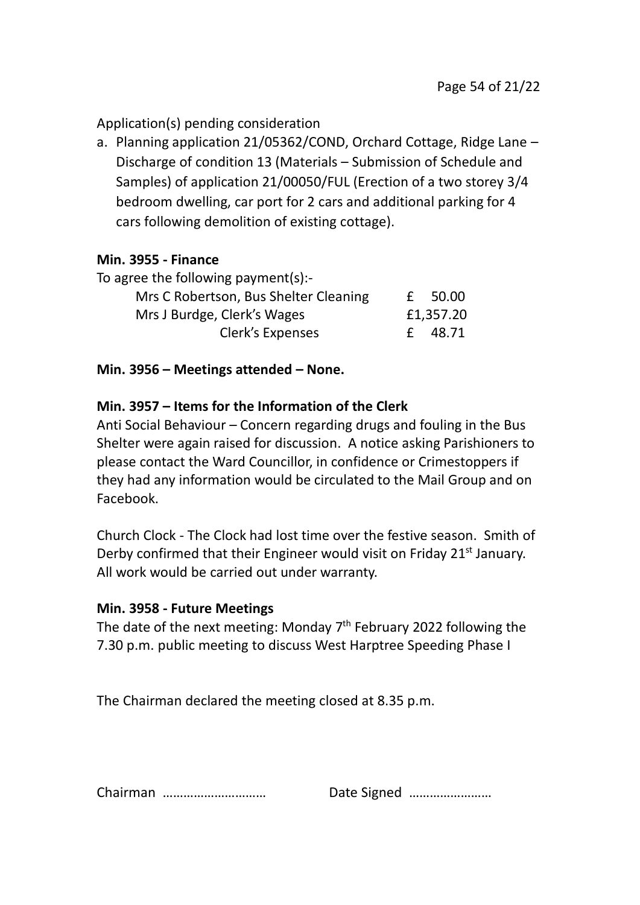Application(s) pending consideration

a. Planning application 21/05362/COND, Orchard Cottage, Ridge Lane – Discharge of condition 13 (Materials – Submission of Schedule and Samples) of application 21/00050/FUL (Erection of a two storey 3/4 bedroom dwelling, car port for 2 cars and additional parking for 4 cars following demolition of existing cottage).

**Min. 3955 - Finance**

To agree the following payment(s):-

| | |
|---|---|
| Mrs C Robertson, Bus Shelter Cleaning | £ 50.00 |
| Mrs J Burdge, Clerk's Wages | £1,357.20 |
| Clerk's Expenses | £ 48.71 |

**Min. 3956 – Meetings attended – None.**

**Min. 3957 – Items for the Information of the Clerk**

Anti Social Behaviour – Concern regarding drugs and fouling in the Bus Shelter were again raised for discussion. A notice asking Parishioners to please contact the Ward Councillor, in confidence or Crimestoppers if they had any information would be circulated to the Mail Group and on Facebook.

Church Clock - The Clock had lost time over the festive season. Smith of Derby confirmed that their Engineer would visit on Friday 21st January. All work would be carried out under warranty.

**Min. 3958 - Future Meetings**

The date of the next meeting: Monday 7th February 2022 following the 7.30 p.m. public meeting to discuss West Harptree Speeding Phase I

The Chairman declared the meeting closed at 8.35 p.m.

Chairman ……………………… Date Signed ……………………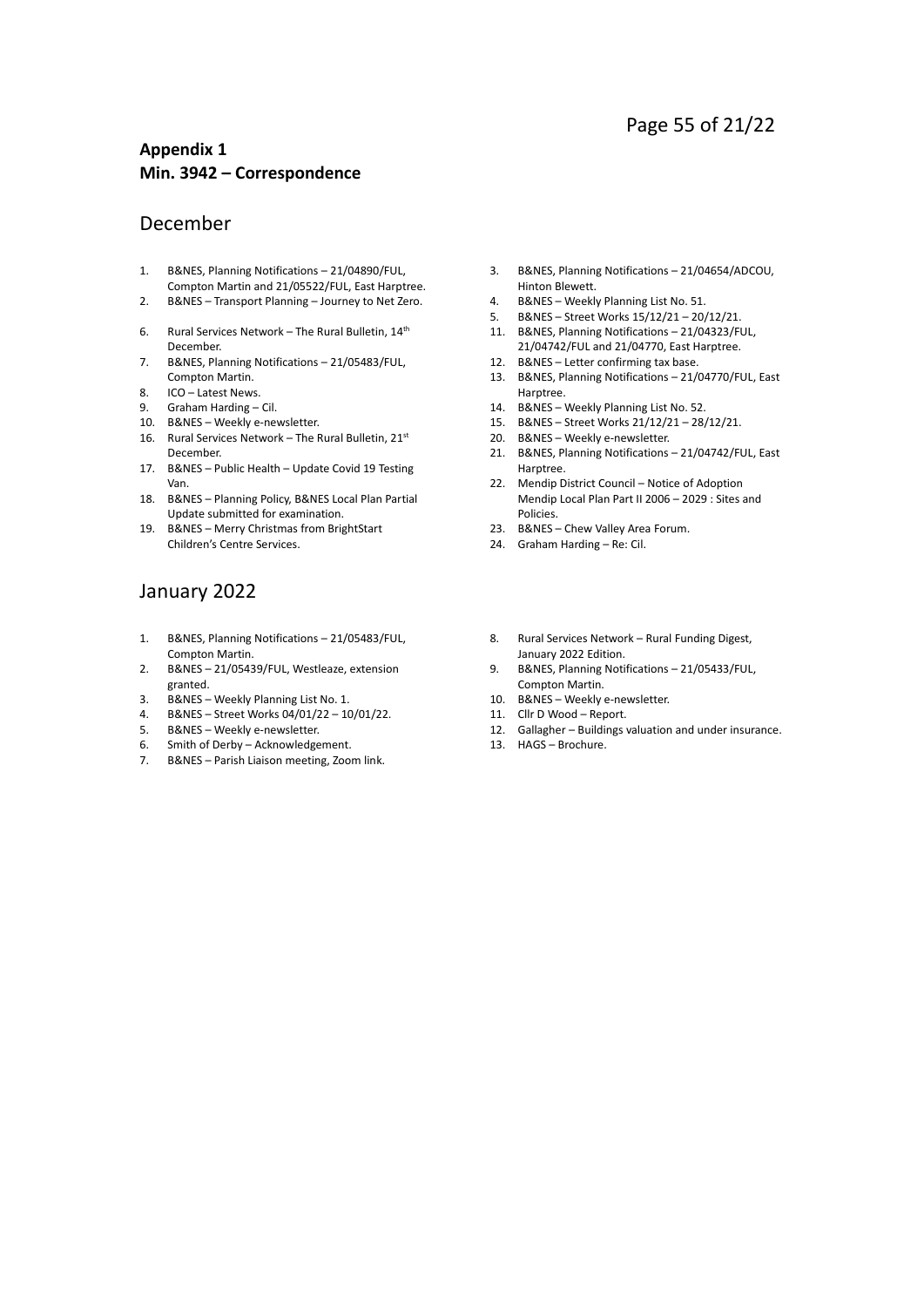**Appendix 1**
**Min. 3942 – Correspondence**

## December

1. B&NES, Planning Notifications – 21/04890/FUL, Compton Martin and 21/05522/FUL, East Harptree.
2. B&NES – Transport Planning – Journey to Net Zero.
3. B&NES, Planning Notifications – 21/04654/ADCOU, Hinton Blewett.
4. B&NES – Weekly Planning List No. 51.
5. B&NES – Street Works 15/12/21 – 20/12/21.
6. Rural Services Network – The Rural Bulletin, 14th December.
7. B&NES, Planning Notifications – 21/05483/FUL, Compton Martin.
8. ICO – Latest News.
9. Graham Harding – Cil.
10. B&NES – Weekly e-newsletter.
11. B&NES, Planning Notifications – 21/04323/FUL, 21/04742/FUL and 21/04770, East Harptree.
12. B&NES – Letter confirming tax base.
13. B&NES, Planning Notifications – 21/04770/FUL, East Harptree.
14. B&NES – Weekly Planning List No. 52.
15. B&NES – Street Works 21/12/21 – 28/12/21.
16. Rural Services Network – The Rural Bulletin, 21st December.
17. B&NES – Public Health – Update Covid 19 Testing Van.
18. B&NES – Planning Policy, B&NES Local Plan Partial Update submitted for examination.
19. B&NES – Merry Christmas from BrightStart Children's Centre Services.
20. B&NES – Weekly e-newsletter.
21. B&NES, Planning Notifications – 21/04742/FUL, East Harptree.
22. Mendip District Council – Notice of Adoption Mendip Local Plan Part II 2006 – 2029 : Sites and Policies.
23. B&NES – Chew Valley Area Forum.
24. Graham Harding – Re: Cil.

## January 2022

1. B&NES, Planning Notifications – 21/05483/FUL, Compton Martin.
2. B&NES – 21/05439/FUL, Westleaze, extension granted.
3. B&NES – Weekly Planning List No. 1.
4. B&NES – Street Works 04/01/22 – 10/01/22.
5. B&NES – Weekly e-newsletter.
6. Smith of Derby – Acknowledgement.
7. B&NES – Parish Liaison meeting, Zoom link.
8. Rural Services Network – Rural Funding Digest, January 2022 Edition.
9. B&NES, Planning Notifications – 21/05433/FUL, Compton Martin.
10. B&NES – Weekly e-newsletter.
11. Cllr D Wood – Report.
12. Gallagher – Buildings valuation and under insurance.
13. HAGS – Brochure.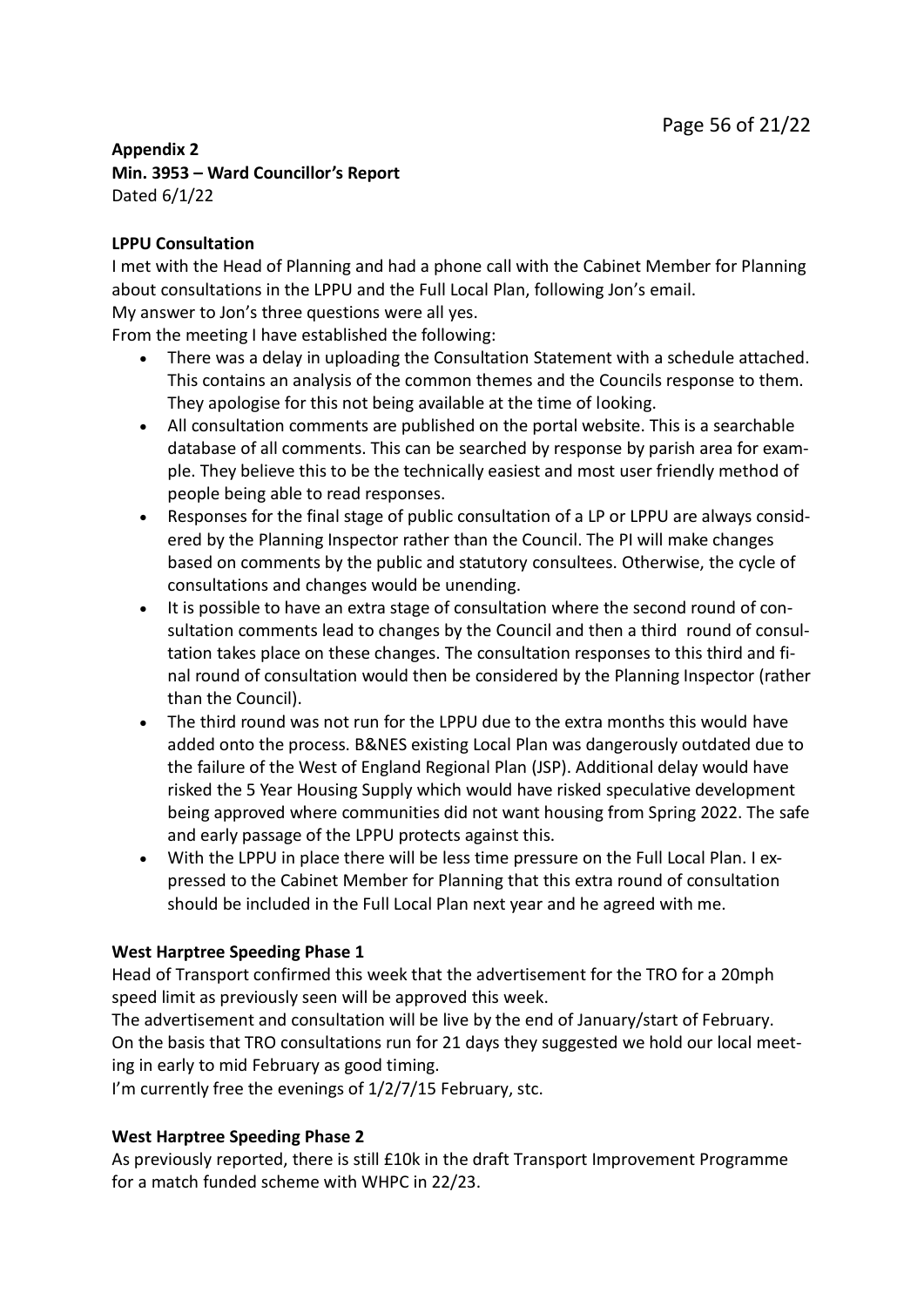**Appendix 2**
**Min. 3953 – Ward Councillor's Report**
Dated 6/1/22

**LPPU Consultation**

I met with the Head of Planning and had a phone call with the Cabinet Member for Planning about consultations in the LPPU and the Full Local Plan, following Jon's email.
My answer to Jon's three questions were all yes.
From the meeting I have established the following:

- There was a delay in uploading the Consultation Statement with a schedule attached. This contains an analysis of the common themes and the Councils response to them. They apologise for this not being available at the time of looking.
- All consultation comments are published on the portal website. This is a searchable database of all comments. This can be searched by response by parish area for example. They believe this to be the technically easiest and most user friendly method of people being able to read responses.
- Responses for the final stage of public consultation of a LP or LPPU are always considered by the Planning Inspector rather than the Council. The PI will make changes based on comments by the public and statutory consultees. Otherwise, the cycle of consultations and changes would be unending.
- It is possible to have an extra stage of consultation where the second round of consultation comments lead to changes by the Council and then a third round of consultation takes place on these changes. The consultation responses to this third and final round of consultation would then be considered by the Planning Inspector (rather than the Council).
- The third round was not run for the LPPU due to the extra months this would have added onto the process. B&NES existing Local Plan was dangerously outdated due to the failure of the West of England Regional Plan (JSP). Additional delay would have risked the 5 Year Housing Supply which would have risked speculative development being approved where communities did not want housing from Spring 2022. The safe and early passage of the LPPU protects against this.
- With the LPPU in place there will be less time pressure on the Full Local Plan. I expressed to the Cabinet Member for Planning that this extra round of consultation should be included in the Full Local Plan next year and he agreed with me.

**West Harptree Speeding Phase 1**

Head of Transport confirmed this week that the advertisement for the TRO for a 20mph speed limit as previously seen will be approved this week.
The advertisement and consultation will be live by the end of January/start of February.
On the basis that TRO consultations run for 21 days they suggested we hold our local meeting in early to mid February as good timing.
I'm currently free the evenings of 1/2/7/15 February, stc.

**West Harptree Speeding Phase 2**

As previously reported, there is still £10k in the draft Transport Improvement Programme for a match funded scheme with WHPC in 22/23.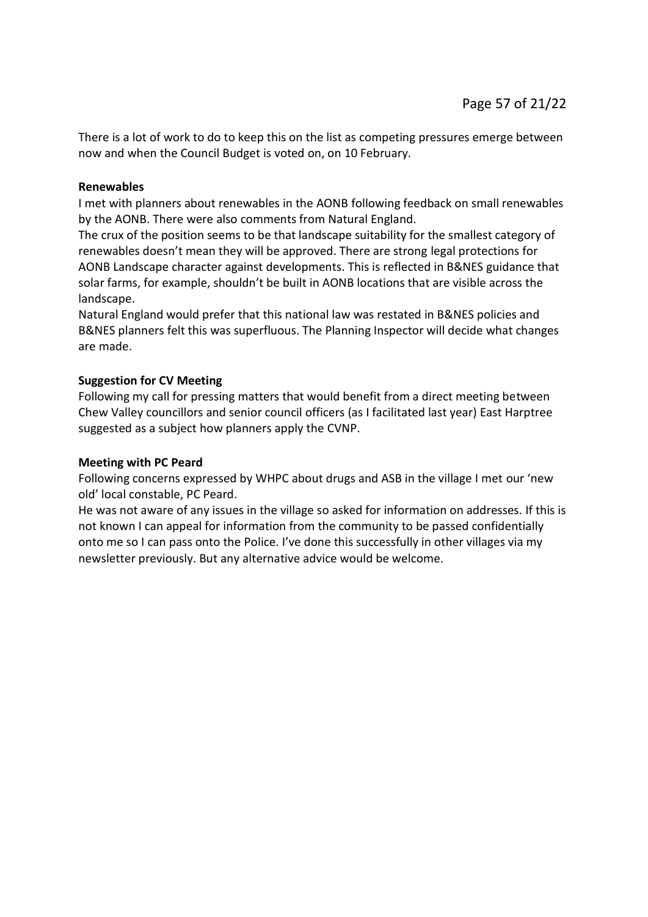There is a lot of work to do to keep this on the list as competing pressures emerge between now and when the Council Budget is voted on, on 10 February.

**Renewables**

I met with planners about renewables in the AONB following feedback on small renewables by the AONB. There were also comments from Natural England.

The crux of the position seems to be that landscape suitability for the smallest category of renewables doesn't mean they will be approved. There are strong legal protections for AONB Landscape character against developments. This is reflected in B&NES guidance that solar farms, for example, shouldn't be built in AONB locations that are visible across the landscape.

Natural England would prefer that this national law was restated in B&NES policies and B&NES planners felt this was superfluous. The Planning Inspector will decide what changes are made.

**Suggestion for CV Meeting**

Following my call for pressing matters that would benefit from a direct meeting between Chew Valley councillors and senior council officers (as I facilitated last year) East Harptree suggested as a subject how planners apply the CVNP.

**Meeting with PC Peard**

Following concerns expressed by WHPC about drugs and ASB in the village I met our 'new old' local constable, PC Peard.

He was not aware of any issues in the village so asked for information on addresses. If this is not known I can appeal for information from the community to be passed confidentially onto me so I can pass onto the Police. I've done this successfully in other villages via my newsletter previously. But any alternative advice would be welcome.